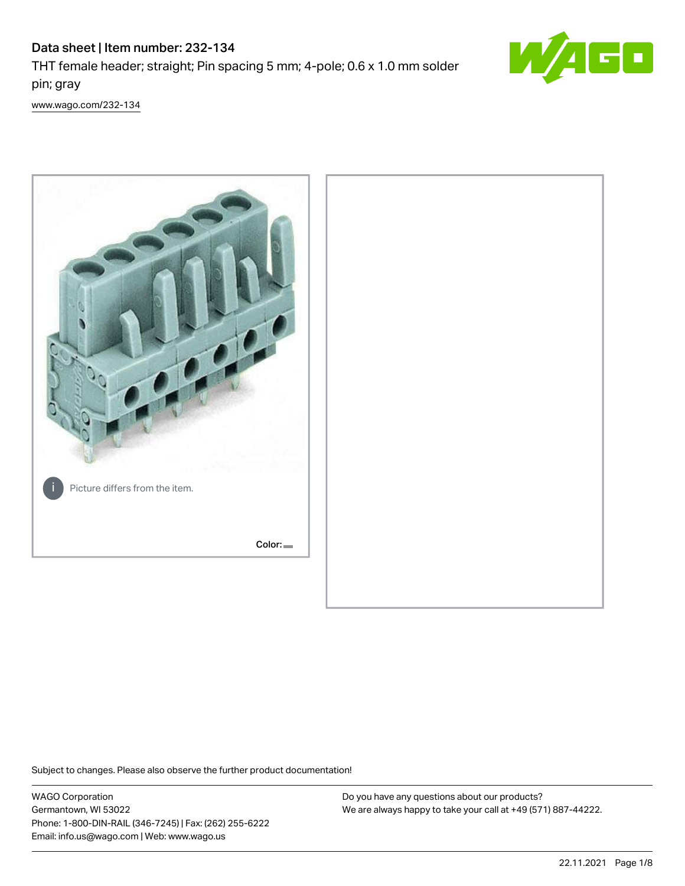# Data sheet | Item number: 232-134

THT female header; straight; Pin spacing 5 mm; 4-pole; 0.6 x 1.0 mm solder pin; gray

www.wago.com/232-134

Picture differs from the item.

Color:

Subject to changes. Please also observe the further product documentation!

WAGO Corporation
Germantown, WI 53022
Phone: 1-800-DIN-RAIL (346-7245) | Fax: (262) 255-6222
Email: info.us@wago.com | Web: www.wago.us

Do you have any questions about our products?
We are always happy to take your call at +49 (571) 887-44222.

22.11.2021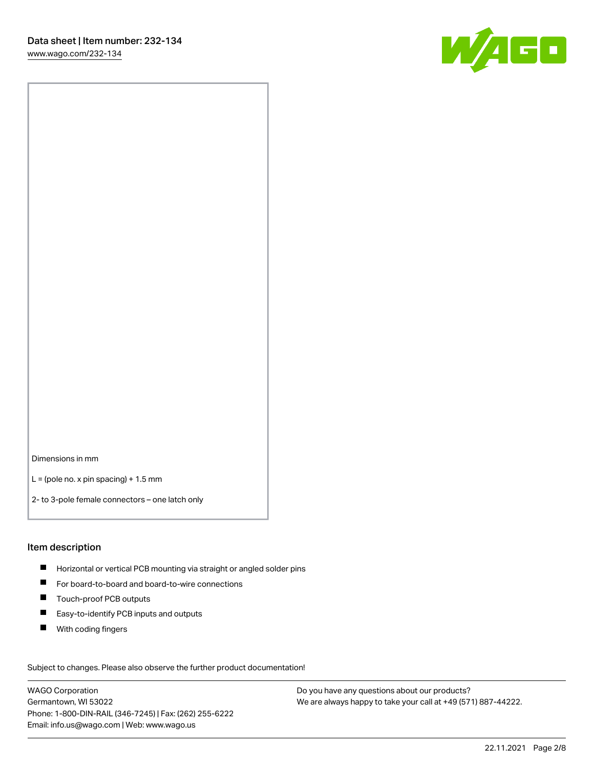Dimensions in mm

L = (pole no. x pin spacing) + 1.5 mm

2- to 3-pole female connectors – one latch only

## Item description

- Horizontal or vertical PCB mounting via straight or angled solder pins
- For board-to-board and board-to-wire connections
- Touch-proof PCB outputs
- Easy-to-identify PCB inputs and outputs
- With coding fingers

Subject to changes. Please also observe the further product documentation!

WAGO Corporation
Germantown, WI 53022
Phone: 1-800-DIN-RAIL (346-7245) | Fax: (262) 255-6222
Email: info.us@wago.com | Web: www.wago.us

Do you have any questions about our products?
We are always happy to take your call at +49 (571) 887-44222.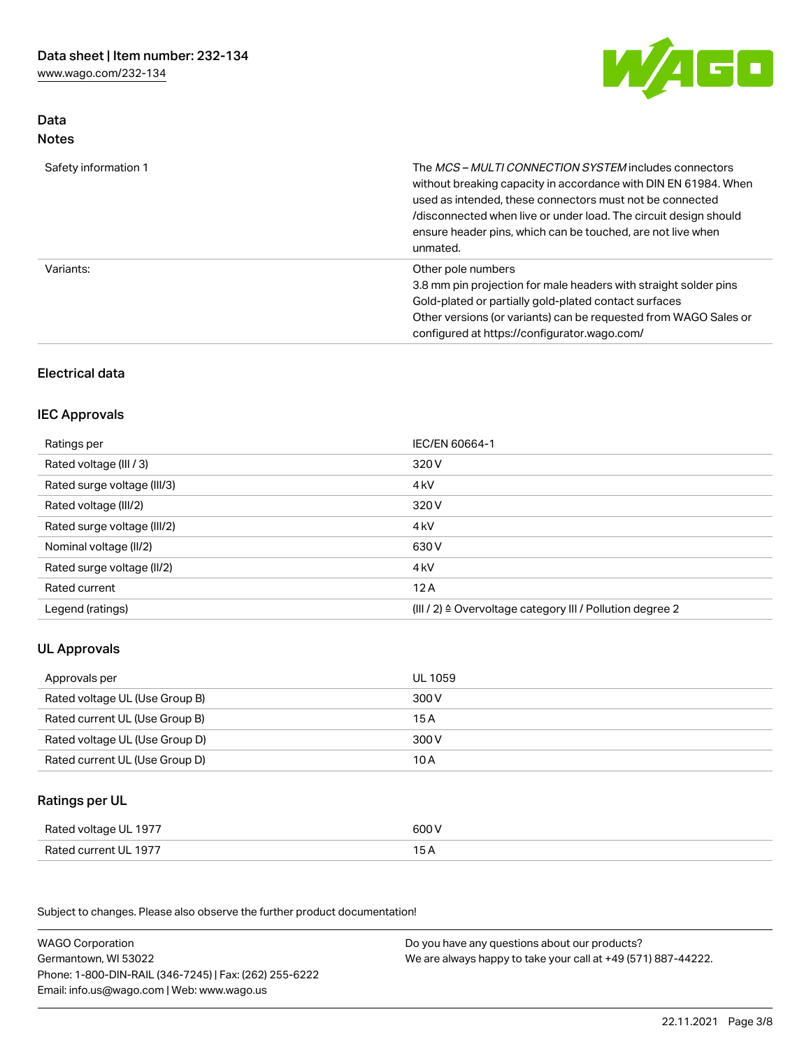## Data

### Notes

| | |
|---|---|
| Safety information 1 | The *MCS – MULTI CONNECTION SYSTEM* includes connectors without breaking capacity in accordance with DIN EN 61984. When used as intended, these connectors must not be connected /disconnected when live or under load. The circuit design should ensure header pins, which can be touched, are not live when unmated. |
| Variants: | Other pole numbers<br>3.8 mm pin projection for male headers with straight solder pins<br>Gold-plated or partially gold-plated contact surfaces<br>Other versions (or variants) can be requested from WAGO Sales or configured at https://configurator.wago.com/ |

## Electrical data

### IEC Approvals

| | |
|---|---|
| Ratings per | IEC/EN 60664-1 |
| Rated voltage (III / 3) | 320 V |
| Rated surge voltage (III/3) | 4 kV |
| Rated voltage (III/2) | 320 V |
| Rated surge voltage (III/2) | 4 kV |
| Nominal voltage (II/2) | 630 V |
| Rated surge voltage (II/2) | 4 kV |
| Rated current | 12 A |
| Legend (ratings) | (III / 2) ≙ Overvoltage category III / Pollution degree 2 |

### UL Approvals

| | |
|---|---|
| Approvals per | UL 1059 |
| Rated voltage UL (Use Group B) | 300 V |
| Rated current UL (Use Group B) | 15 A |
| Rated voltage UL (Use Group D) | 300 V |
| Rated current UL (Use Group D) | 10 A |

### Ratings per UL

| | |
|---|---|
| Rated voltage UL 1977 | 600 V |
| Rated current UL 1977 | 15 A |

Subject to changes. Please also observe the further product documentation!

WAGO Corporation
Germantown, WI 53022
Phone: 1-800-DIN-RAIL (346-7245) | Fax: (262) 255-6222
Email: info.us@wago.com | Web: www.wago.us

Do you have any questions about our products?
We are always happy to take your call at +49 (571) 887-44222.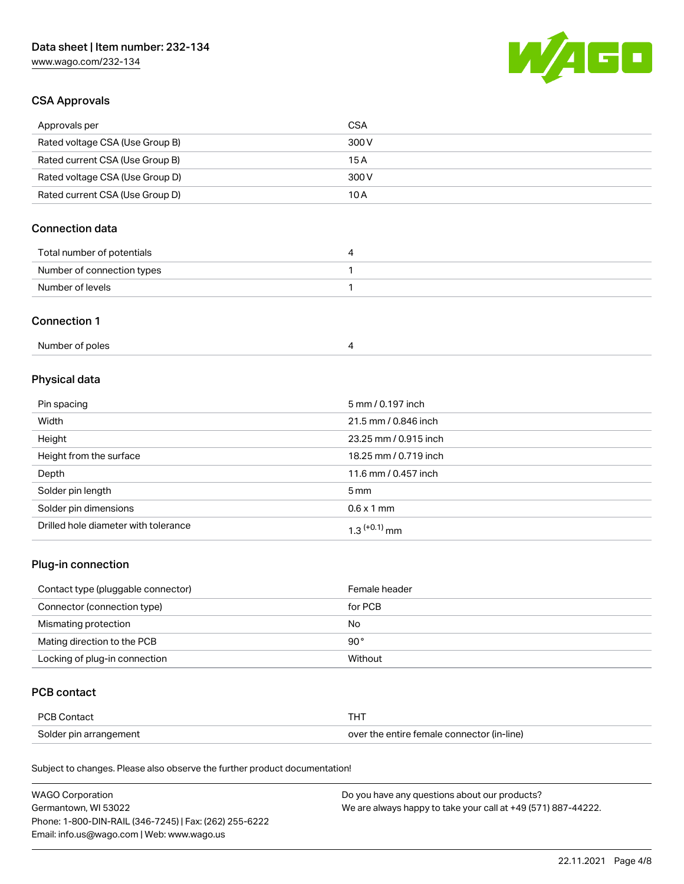## CSA Approvals

| Approvals per | CSA |
| --- | --- |
| Rated voltage CSA (Use Group B) | 300 V |
| Rated current CSA (Use Group B) | 15 A |
| Rated voltage CSA (Use Group D) | 300 V |
| Rated current CSA (Use Group D) | 10 A |

## Connection data

| Total number of potentials | 4 |
| --- | --- |
| Number of connection types | 1 |
| Number of levels | 1 |

## Connection 1

| Number of poles | 4 |
| --- | --- |

## Physical data

| Pin spacing | 5 mm / 0.197 inch |
| --- | --- |
| Width | 21.5 mm / 0.846 inch |
| Height | 23.25 mm / 0.915 inch |
| Height from the surface | 18.25 mm / 0.719 inch |
| Depth | 11.6 mm / 0.457 inch |
| Solder pin length | 5 mm |
| Solder pin dimensions | 0.6 x 1 mm |
| Drilled hole diameter with tolerance | $1.3^{(+0.1)}$ mm |

## Plug-in connection

| Contact type (pluggable connector) | Female header |
| --- | --- |
| Connector (connection type) | for PCB |
| Mismating protection | No |
| Mating direction to the PCB | 90° |
| Locking of plug-in connection | Without |

## PCB contact

| PCB Contact | THT |
| --- | --- |
| Solder pin arrangement | over the entire female connector (in-line) |

Subject to changes. Please also observe the further product documentation!

WAGO Corporation
Germantown, WI 53022
Phone: 1-800-DIN-RAIL (346-7245) | Fax: (262) 255-6222
Email: info.us@wago.com | Web: www.wago.us

Do you have any questions about our products?
We are always happy to take your call at +49 (571) 887-44222.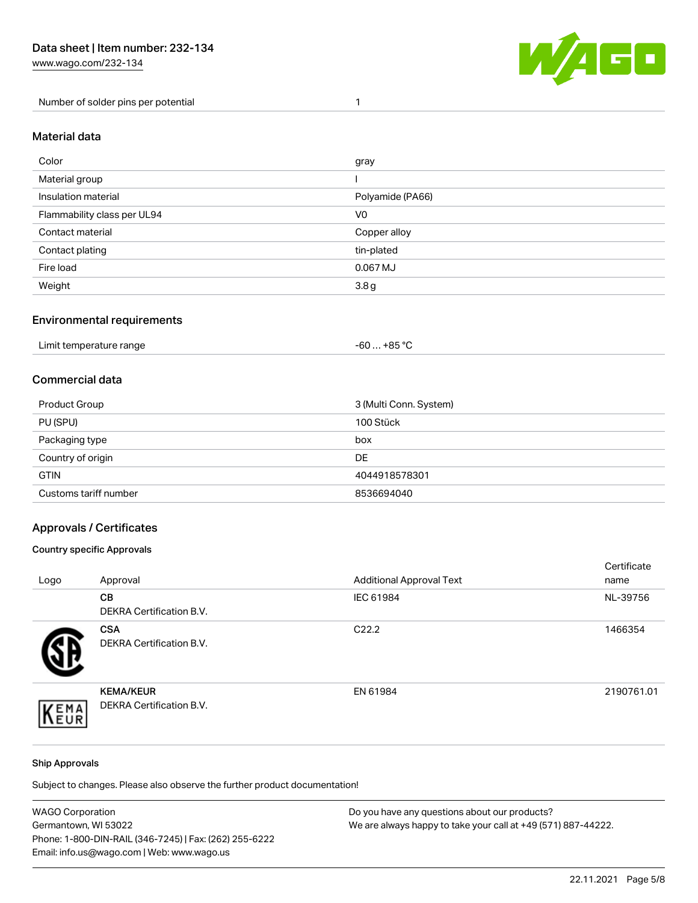| Number of solder pins per potential | 1 |
| --- | --- |

## Material data

| Color | gray |
| --- | --- |
| Material group | I |
| Insulation material | Polyamide (PA66) |
| Flammability class per UL94 | V0 |
| Contact material | Copper alloy |
| Contact plating | tin-plated |
| Fire load | 0.067 MJ |
| Weight | 3.8 g |

## Environmental requirements

| Limit temperature range | -60 … +85 °C |
| --- | --- |

## Commercial data

| Product Group | 3 (Multi Conn. System) |
| --- | --- |
| PU (SPU) | 100 Stück |
| Packaging type | box |
| Country of origin | DE |
| GTIN | 4044918578301 |
| Customs tariff number | 8536694040 |

## Approvals / Certificates

### Country specific Approvals

| Logo | Approval | Additional Approval Text | Certificate name |
| --- | --- | --- | --- |
| | **CB** DEKRA Certification B.V. | IEC 61984 | NL-39756 |
| | **CSA** DEKRA Certification B.V. | C22.2 | 1466354 |
| | **KEMA/KEUR** DEKRA Certification B.V. | EN 61984 | 2190761.01 |

### Ship Approvals

Subject to changes. Please also observe the further product documentation!

WAGO Corporation
Germantown, WI 53022
Phone: 1-800-DIN-RAIL (346-7245) | Fax: (262) 255-6222
Email: info.us@wago.com | Web: www.wago.us

Do you have any questions about our products?
We are always happy to take your call at +49 (571) 887-44222.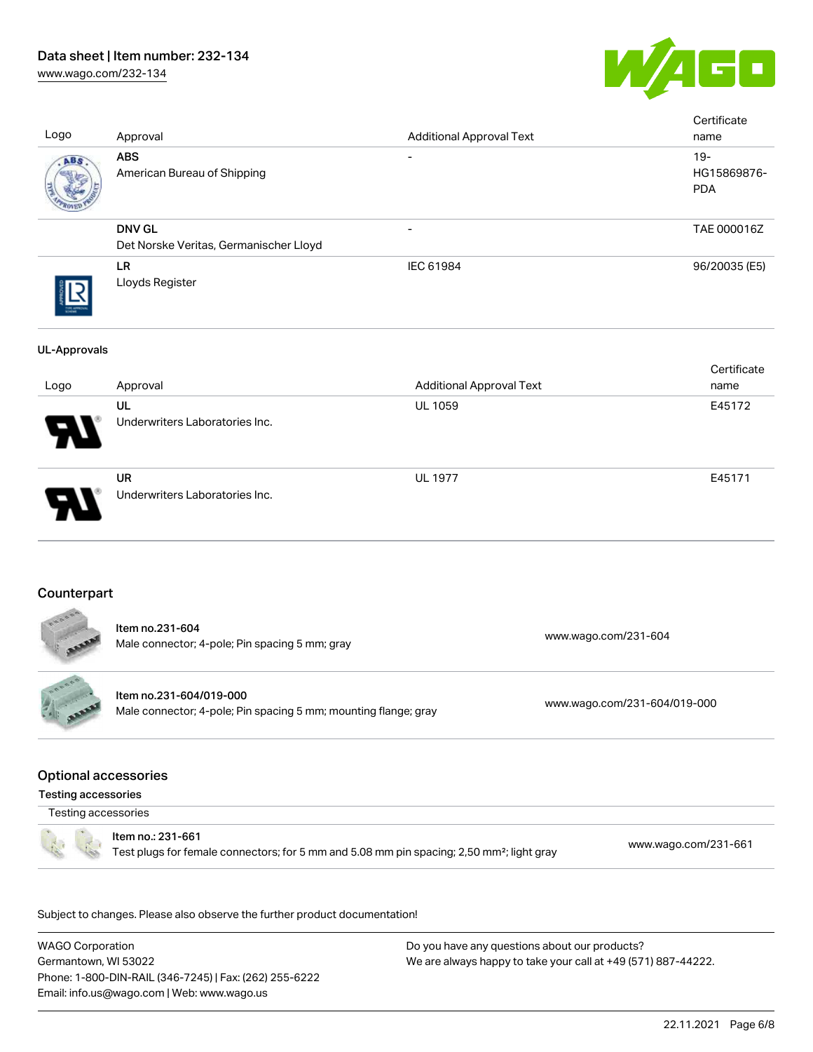| Logo | Approval | Additional Approval Text | Certificate name |
|---|---|---|---|
| | **ABS** American Bureau of Shipping | - | 19-HG15869876-PDA |
| | **DNV GL** Det Norske Veritas, Germanischer Lloyd | - | TAE 000016Z |
| | **LR** Lloyds Register | IEC 61984 | 96/20035 (E5) |

**UL-Approvals**

| Logo | Approval | Additional Approval Text | Certificate name |
|---|---|---|---|
| | **UL** Underwriters Laboratories Inc. | UL 1059 | E45172 |
| | **UR** Underwriters Laboratories Inc. | UL 1977 | E45171 |

## Counterpart

| Item | Link |
|---|---|
| **Item no.231-604** Male connector; 4-pole; Pin spacing 5 mm; gray | www.wago.com/231-604 |
| **Item no.231-604/019-000** Male connector; 4-pole; Pin spacing 5 mm; mounting flange; gray | www.wago.com/231-604/019-000 |

## Optional accessories

### Testing accessories

Testing accessories

| Item | Link |
|---|---|
| Item no.: 231-661 Test plugs for female connectors; for 5 mm and 5.08 mm pin spacing; 2,50 mm²; light gray | www.wago.com/231-661 |

Subject to changes. Please also observe the further product documentation!

WAGO Corporation
Germantown, WI 53022
Phone: 1-800-DIN-RAIL (346-7245) | Fax: (262) 255-6222
Email: info.us@wago.com | Web: www.wago.us

Do you have any questions about our products?
We are always happy to take your call at +49 (571) 887-44222.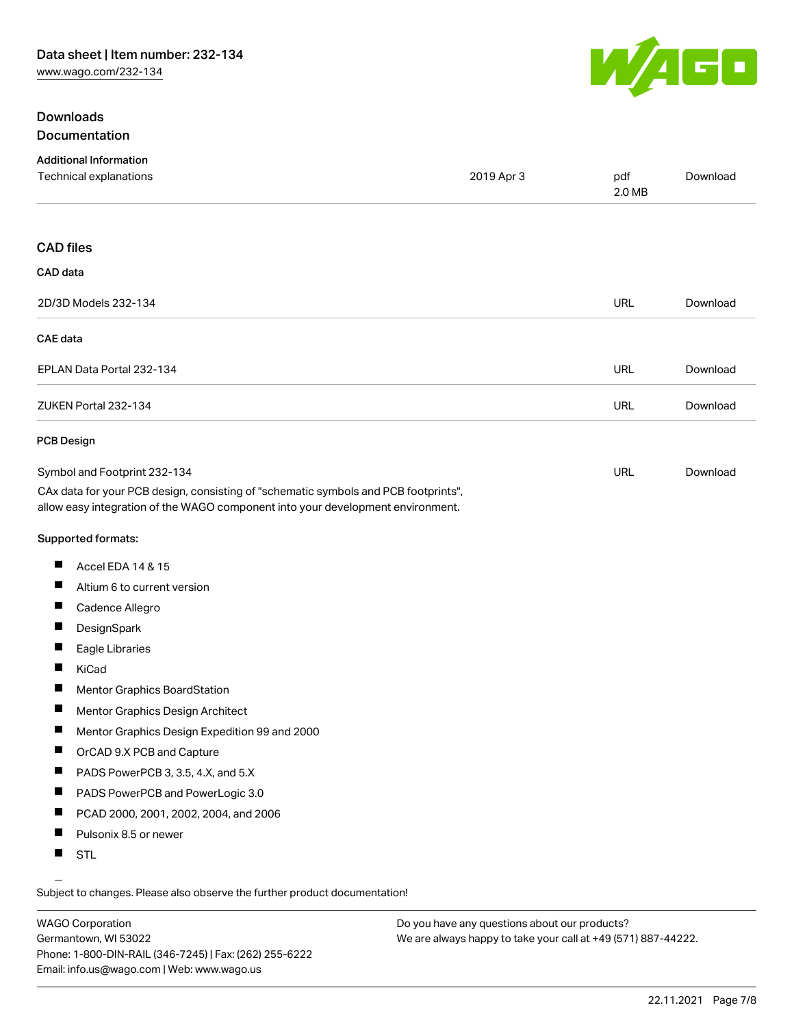## Downloads

### Documentation

**Additional Information**

| | | | |
|---|---|---|---|
| Technical explanations | 2019 Apr 3 | pdf 2.0 MB | Download |

### CAD files

**CAD data**

| | | |
|---|---|---|
| 2D/3D Models 232-134 | URL | Download |

**CAE data**

| | | |
|---|---|---|
| EPLAN Data Portal 232-134 | URL | Download |
| ZUKEN Portal 232-134 | URL | Download |

**PCB Design**

| | | |
|---|---|---|
| Symbol and Footprint 232-134 | URL | Download |

CAx data for your PCB design, consisting of "schematic symbols and PCB footprints", allow easy integration of the WAGO component into your development environment.

**Supported formats:**

- Accel EDA 14 & 15
- Altium 6 to current version
- Cadence Allegro
- DesignSpark
- Eagle Libraries
- KiCad
- Mentor Graphics BoardStation
- Mentor Graphics Design Architect
- Mentor Graphics Design Expedition 99 and 2000
- OrCAD 9.X PCB and Capture
- PADS PowerPCB 3, 3.5, 4.X, and 5.X
- PADS PowerPCB and PowerLogic 3.0
- PCAD 2000, 2001, 2002, 2004, and 2006
- Pulsonix 8.5 or newer
- STL

Subject to changes. Please also observe the further product documentation!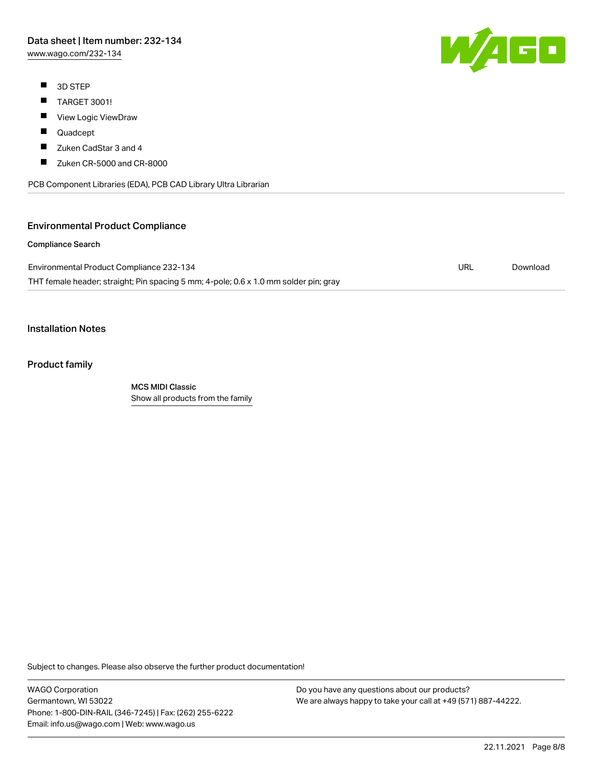- 3D STEP
- TARGET 3001!
- View Logic ViewDraw
- Quadcept
- Zuken CadStar 3 and 4
- Zuken CR-5000 and CR-8000

PCB Component Libraries (EDA), PCB CAD Library Ultra Librarian

## Environmental Product Compliance

### Compliance Search

| | | |
|---|---|---|
| Environmental Product Compliance 232-134<br>THT female header; straight; Pin spacing 5 mm; 4-pole; 0.6 x 1.0 mm solder pin; gray | URL | Download |

## Installation Notes

## Product family

MCS MIDI Classic
Show all products from the family

Subject to changes. Please also observe the further product documentation!

WAGO Corporation
Germantown, WI 53022
Phone: 1-800-DIN-RAIL (346-7245) | Fax: (262) 255-6222
Email: info.us@wago.com | Web: www.wago.us

Do you have any questions about our products?
We are always happy to take your call at +49 (571) 887-44222.